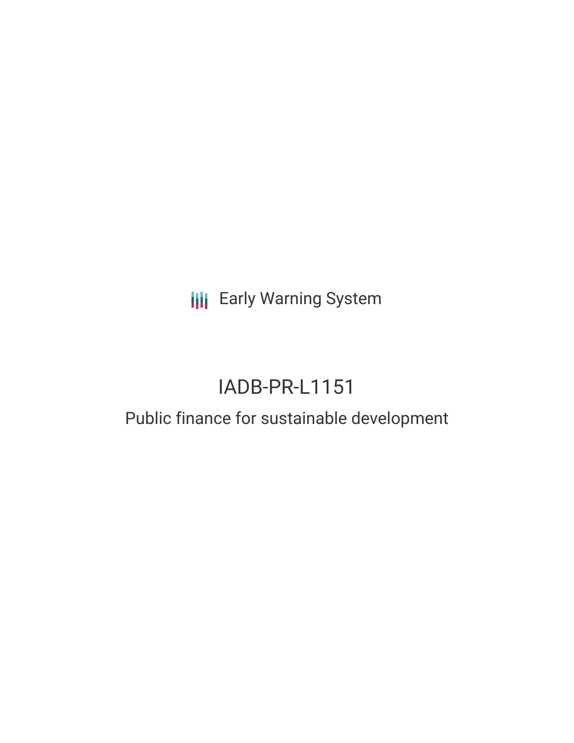Early Warning System

# IADB-PR-L1151

## Public finance for sustainable development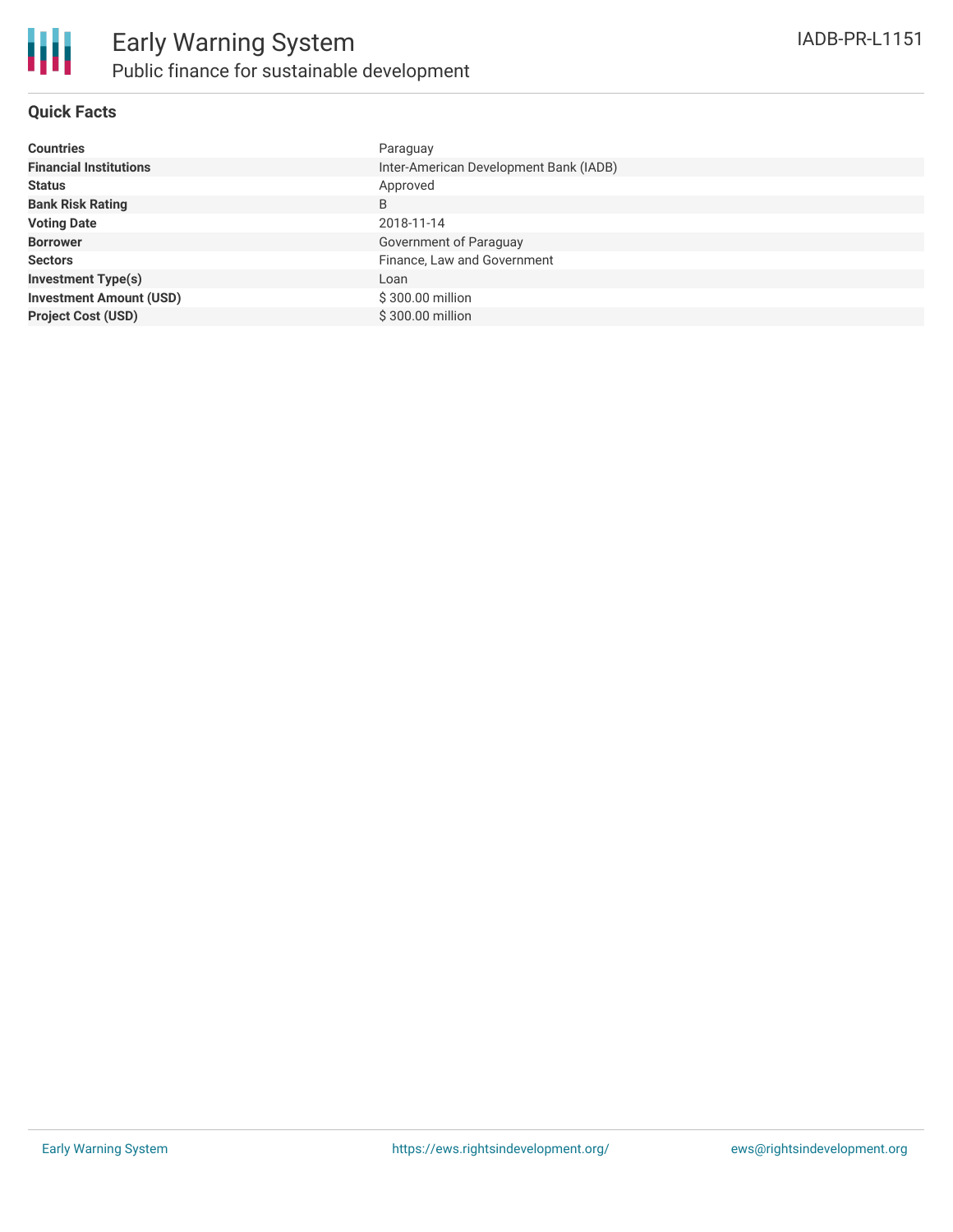# Early Warning System

## Public finance for sustainable development

IADB-PR-L1151

### Quick Facts

| | |
|---|---|
| **Countries** | Paraguay |
| **Financial Institutions** | Inter-American Development Bank (IADB) |
| **Status** | Approved |
| **Bank Risk Rating** | B |
| **Voting Date** | 2018-11-14 |
| **Borrower** | Government of Paraguay |
| **Sectors** | Finance, Law and Government |
| **Investment Type(s)** | Loan |
| **Investment Amount (USD)** | $ 300.00 million |
| **Project Cost (USD)** | $ 300.00 million |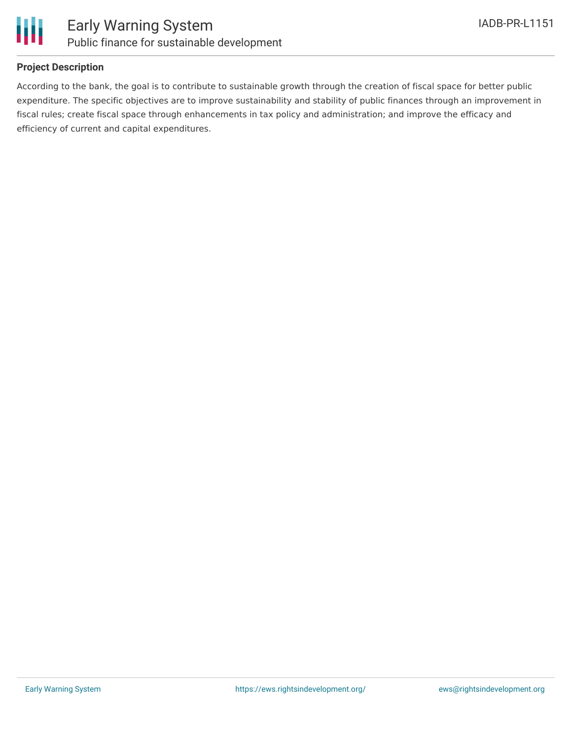## Project Description

According to the bank, the goal is to contribute to sustainable growth through the creation of fiscal space for better public expenditure. The specific objectives are to improve sustainability and stability of public finances through an improvement in fiscal rules; create fiscal space through enhancements in tax policy and administration; and improve the efficacy and efficiency of current and capital expenditures.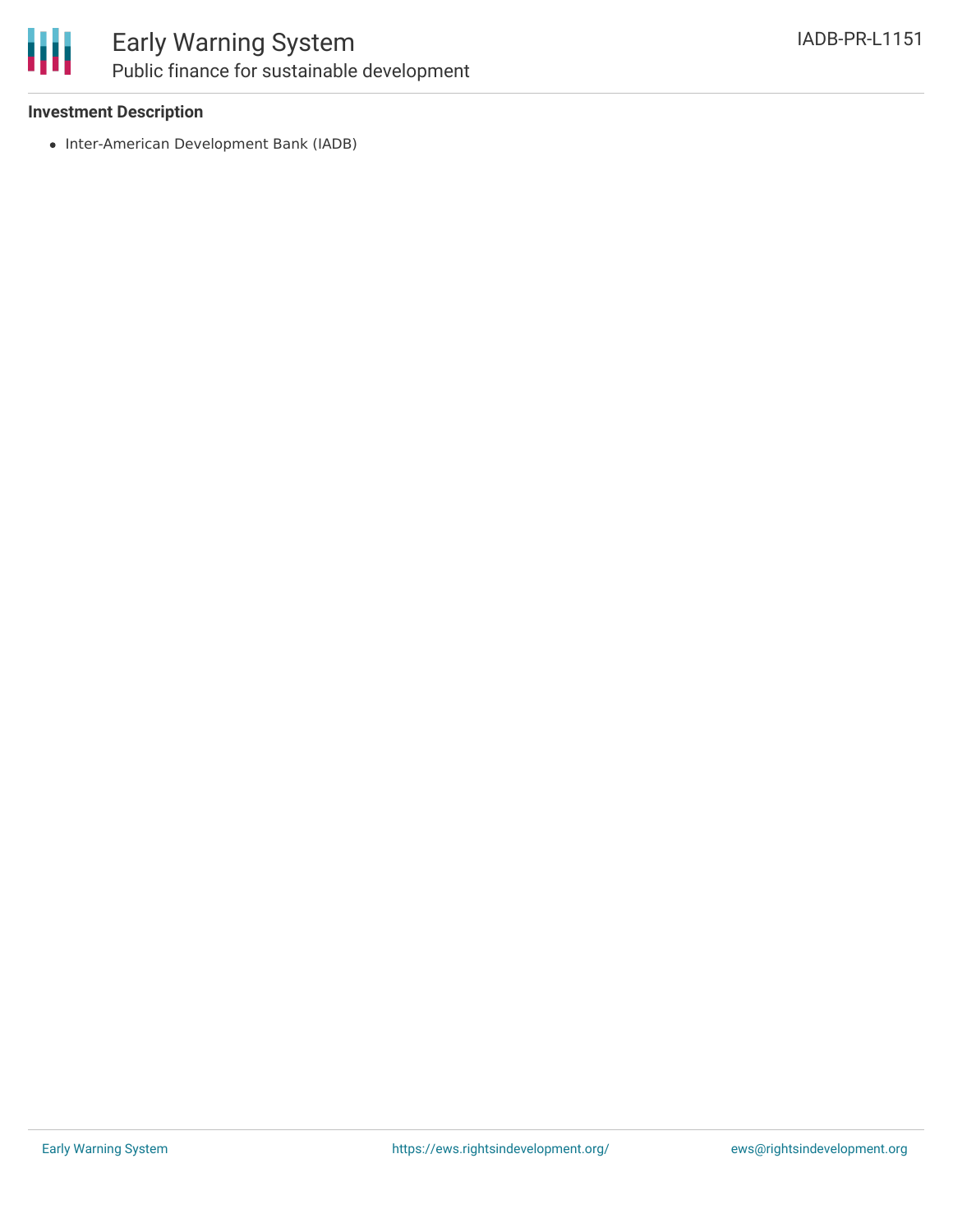**Investment Description**

- Inter-American Development Bank (IADB)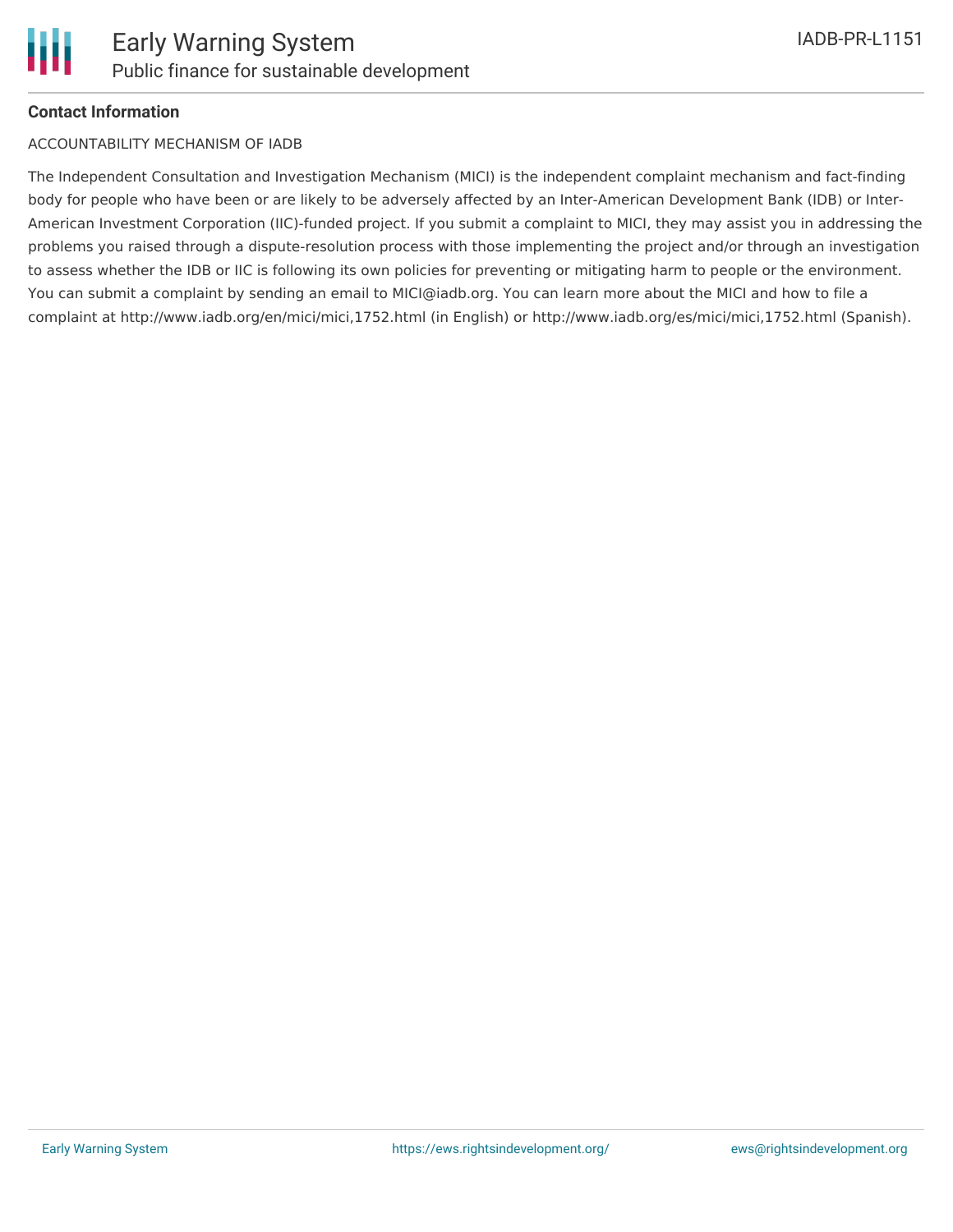**Contact Information**

ACCOUNTABILITY MECHANISM OF IADB

The Independent Consultation and Investigation Mechanism (MICI) is the independent complaint mechanism and fact-finding body for people who have been or are likely to be adversely affected by an Inter-American Development Bank (IDB) or Inter-American Investment Corporation (IIC)-funded project. If you submit a complaint to MICI, they may assist you in addressing the problems you raised through a dispute-resolution process with those implementing the project and/or through an investigation to assess whether the IDB or IIC is following its own policies for preventing or mitigating harm to people or the environment. You can submit a complaint by sending an email to MICI@iadb.org. You can learn more about the MICI and how to file a complaint at http://www.iadb.org/en/mici/mici,1752.html (in English) or http://www.iadb.org/es/mici/mici,1752.html (Spanish).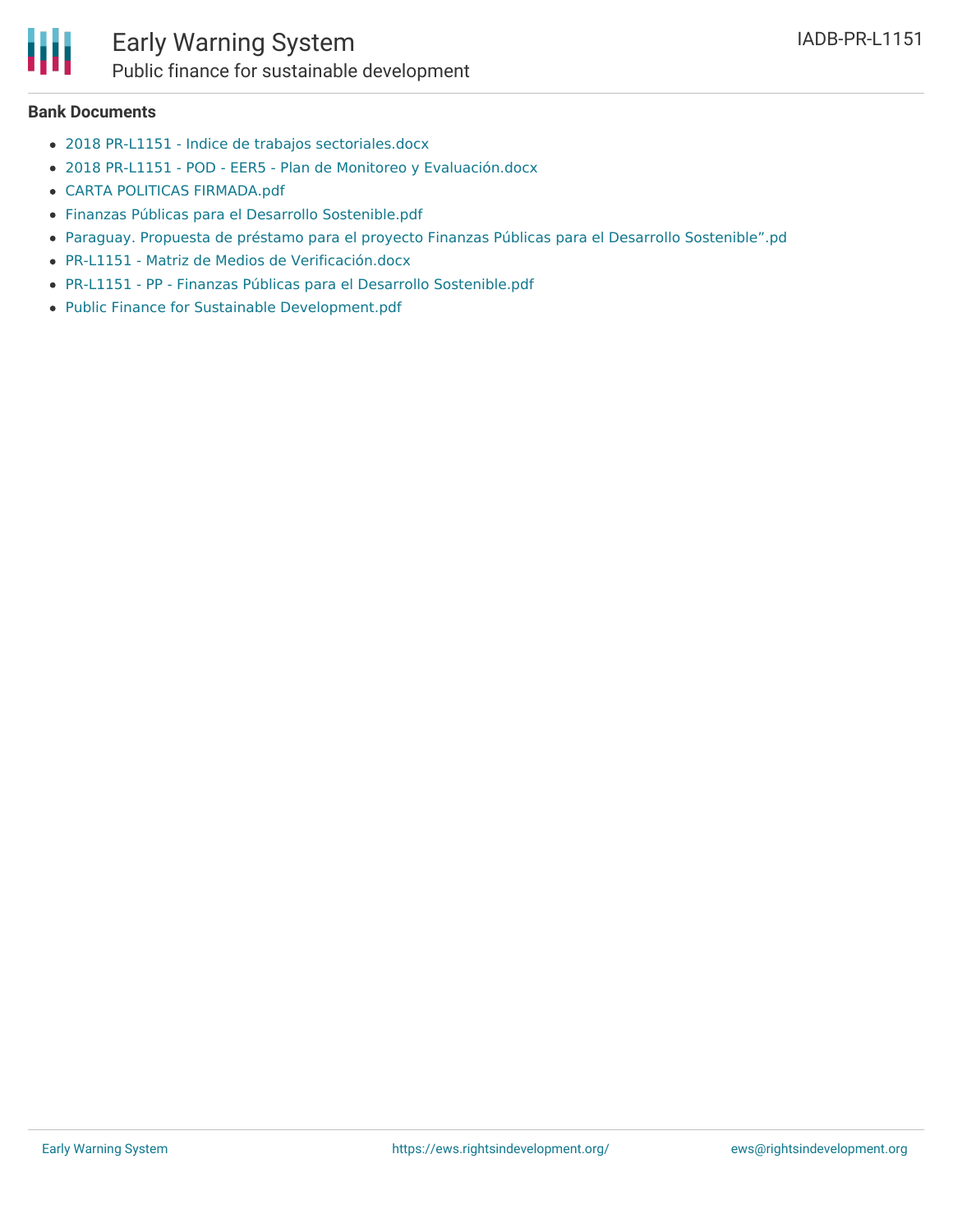**Bank Documents**

- 2018 PR-L1151 - Indice de trabajos sectoriales.docx
- 2018 PR-L1151 - POD - EER5 - Plan de Monitoreo y Evaluación.docx
- CARTA POLITICAS FIRMADA.pdf
- Finanzas Públicas para el Desarrollo Sostenible.pdf
- Paraguay. Propuesta de préstamo para el proyecto Finanzas Públicas para el Desarrollo Sostenible".pd
- PR-L1151 - Matriz de Medios de Verificación.docx
- PR-L1151 - PP - Finanzas Públicas para el Desarrollo Sostenible.pdf
- Public Finance for Sustainable Development.pdf